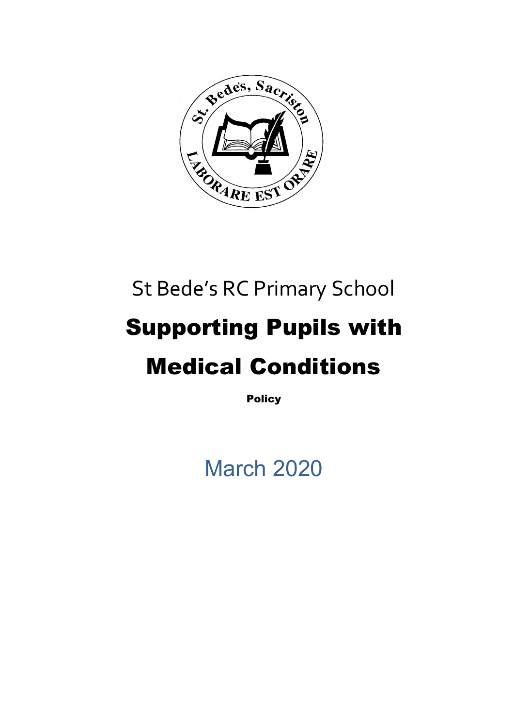St Bede's RC Primary School

# Supporting Pupils with Medical Conditions

**Policy**

March 2020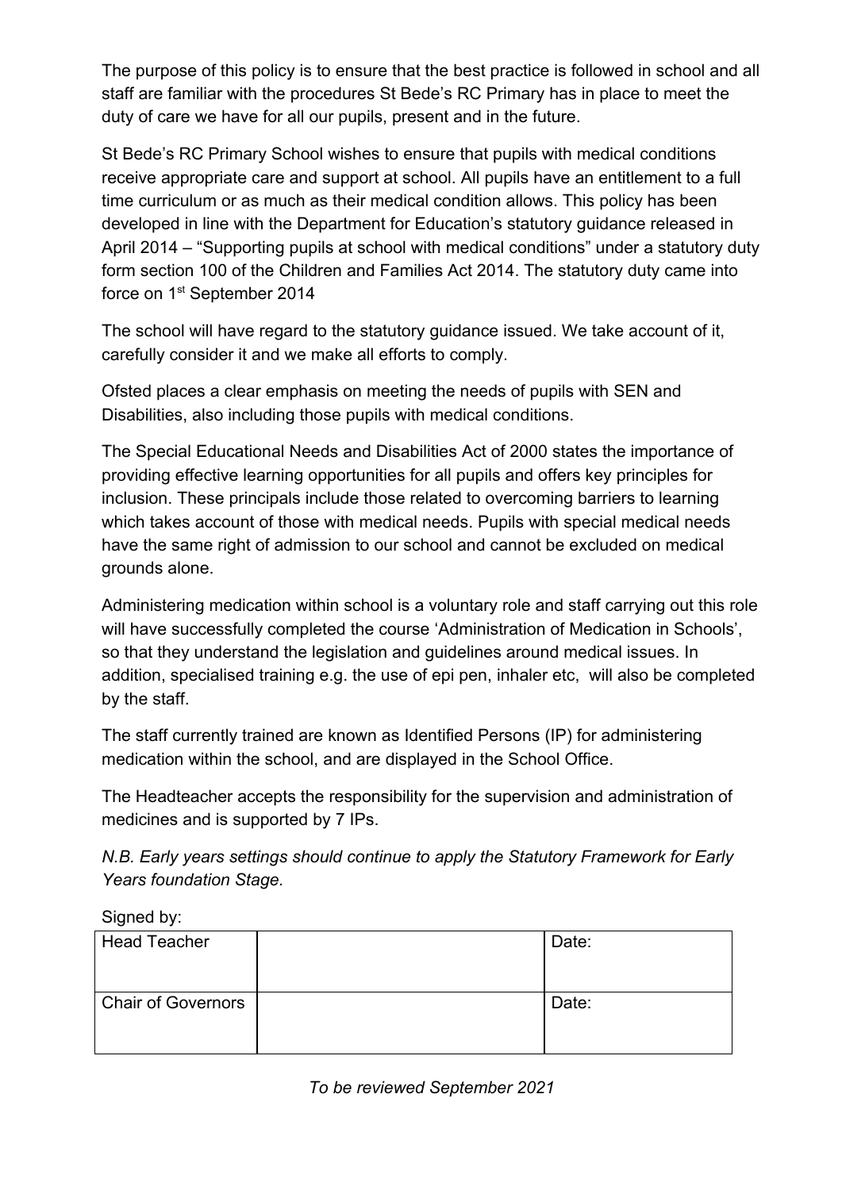The purpose of this policy is to ensure that the best practice is followed in school and all staff are familiar with the procedures St Bede's RC Primary has in place to meet the duty of care we have for all our pupils, present and in the future.

St Bede's RC Primary School wishes to ensure that pupils with medical conditions receive appropriate care and support at school. All pupils have an entitlement to a full time curriculum or as much as their medical condition allows. This policy has been developed in line with the Department for Education's statutory guidance released in April 2014 – "Supporting pupils at school with medical conditions" under a statutory duty form section 100 of the Children and Families Act 2014. The statutory duty came into force on 1st September 2014

The school will have regard to the statutory guidance issued. We take account of it, carefully consider it and we make all efforts to comply.

Ofsted places a clear emphasis on meeting the needs of pupils with SEN and Disabilities, also including those pupils with medical conditions.

The Special Educational Needs and Disabilities Act of 2000 states the importance of providing effective learning opportunities for all pupils and offers key principles for inclusion. These principals include those related to overcoming barriers to learning which takes account of those with medical needs. Pupils with special medical needs have the same right of admission to our school and cannot be excluded on medical grounds alone.

Administering medication within school is a voluntary role and staff carrying out this role will have successfully completed the course 'Administration of Medication in Schools', so that they understand the legislation and guidelines around medical issues. In addition, specialised training e.g. the use of epi pen, inhaler etc, will also be completed by the staff.

The staff currently trained are known as Identified Persons (IP) for administering medication within the school, and are displayed in the School Office.

The Headteacher accepts the responsibility for the supervision and administration of medicines and is supported by 7 IPs.

*N.B. Early years settings should continue to apply the Statutory Framework for Early Years foundation Stage.*

Signed by:

| Head Teacher | | Date: |
|---|---|---|
| Chair of Governors | | Date: |

*To be reviewed September 2021*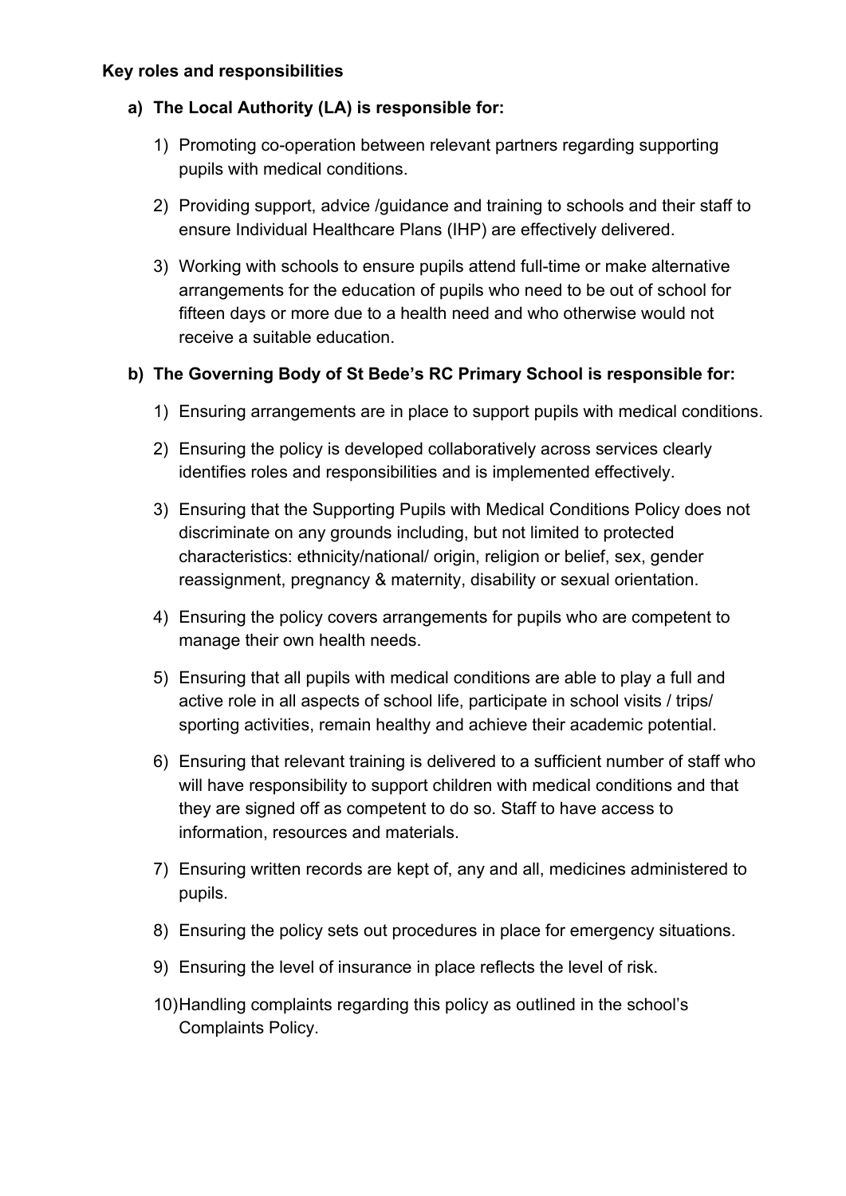**Key roles and responsibilities**

**a) The Local Authority (LA) is responsible for:**

1) Promoting co-operation between relevant partners regarding supporting pupils with medical conditions.

2) Providing support, advice /guidance and training to schools and their staff to ensure Individual Healthcare Plans (IHP) are effectively delivered.

3) Working with schools to ensure pupils attend full-time or make alternative arrangements for the education of pupils who need to be out of school for fifteen days or more due to a health need and who otherwise would not receive a suitable education.

**b) The Governing Body of St Bede's RC Primary School is responsible for:**

1) Ensuring arrangements are in place to support pupils with medical conditions.

2) Ensuring the policy is developed collaboratively across services clearly identifies roles and responsibilities and is implemented effectively.

3) Ensuring that the Supporting Pupils with Medical Conditions Policy does not discriminate on any grounds including, but not limited to protected characteristics: ethnicity/national/ origin, religion or belief, sex, gender reassignment, pregnancy & maternity, disability or sexual orientation.

4) Ensuring the policy covers arrangements for pupils who are competent to manage their own health needs.

5) Ensuring that all pupils with medical conditions are able to play a full and active role in all aspects of school life, participate in school visits / trips/ sporting activities, remain healthy and achieve their academic potential.

6) Ensuring that relevant training is delivered to a sufficient number of staff who will have responsibility to support children with medical conditions and that they are signed off as competent to do so. Staff to have access to information, resources and materials.

7) Ensuring written records are kept of, any and all, medicines administered to pupils.

8) Ensuring the policy sets out procedures in place for emergency situations.

9) Ensuring the level of insurance in place reflects the level of risk.

10) Handling complaints regarding this policy as outlined in the school's Complaints Policy.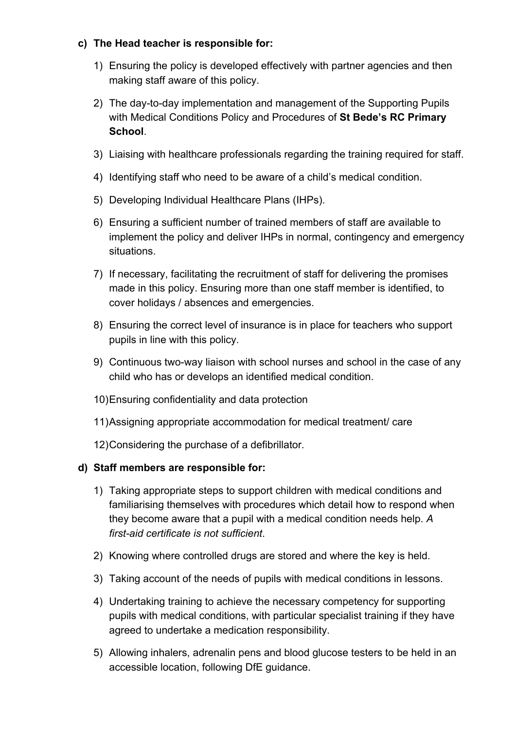**c) The Head teacher is responsible for:**

1) Ensuring the policy is developed effectively with partner agencies and then making staff aware of this policy.
2) The day-to-day implementation and management of the Supporting Pupils with Medical Conditions Policy and Procedures of **St Bede's RC Primary School**.
3) Liaising with healthcare professionals regarding the training required for staff.
4) Identifying staff who need to be aware of a child's medical condition.
5) Developing Individual Healthcare Plans (IHPs).
6) Ensuring a sufficient number of trained members of staff are available to implement the policy and deliver IHPs in normal, contingency and emergency situations.
7) If necessary, facilitating the recruitment of staff for delivering the promises made in this policy. Ensuring more than one staff member is identified, to cover holidays / absences and emergencies.
8) Ensuring the correct level of insurance is in place for teachers who support pupils in line with this policy.
9) Continuous two-way liaison with school nurses and school in the case of any child who has or develops an identified medical condition.
10) Ensuring confidentiality and data protection
11) Assigning appropriate accommodation for medical treatment/ care
12) Considering the purchase of a defibrillator.

**d) Staff members are responsible for:**

1) Taking appropriate steps to support children with medical conditions and familiarising themselves with procedures which detail how to respond when they become aware that a pupil with a medical condition needs help. *A first-aid certificate is not sufficient*.
2) Knowing where controlled drugs are stored and where the key is held.
3) Taking account of the needs of pupils with medical conditions in lessons.
4) Undertaking training to achieve the necessary competency for supporting pupils with medical conditions, with particular specialist training if they have agreed to undertake a medication responsibility.
5) Allowing inhalers, adrenalin pens and blood glucose testers to be held in an accessible location, following DfE guidance.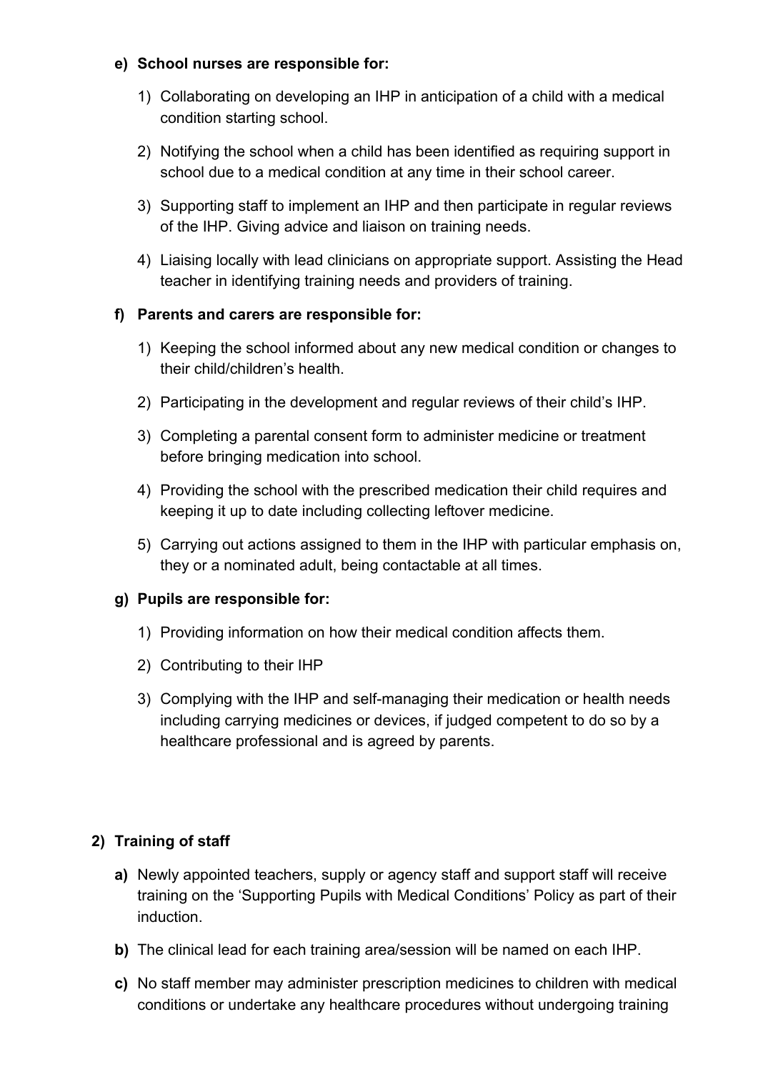**e) School nurses are responsible for:**

1) Collaborating on developing an IHP in anticipation of a child with a medical condition starting school.

2) Notifying the school when a child has been identified as requiring support in school due to a medical condition at any time in their school career.

3) Supporting staff to implement an IHP and then participate in regular reviews of the IHP. Giving advice and liaison on training needs.

4) Liaising locally with lead clinicians on appropriate support. Assisting the Head teacher in identifying training needs and providers of training.

**f) Parents and carers are responsible for:**

1) Keeping the school informed about any new medical condition or changes to their child/children's health.

2) Participating in the development and regular reviews of their child's IHP.

3) Completing a parental consent form to administer medicine or treatment before bringing medication into school.

4) Providing the school with the prescribed medication their child requires and keeping it up to date including collecting leftover medicine.

5) Carrying out actions assigned to them in the IHP with particular emphasis on, they or a nominated adult, being contactable at all times.

**g) Pupils are responsible for:**

1) Providing information on how their medical condition affects them.

2) Contributing to their IHP

3) Complying with the IHP and self-managing their medication or health needs including carrying medicines or devices, if judged competent to do so by a healthcare professional and is agreed by parents.

## 2) Training of staff

**a)** Newly appointed teachers, supply or agency staff and support staff will receive training on the 'Supporting Pupils with Medical Conditions' Policy as part of their induction.

**b)** The clinical lead for each training area/session will be named on each IHP.

**c)** No staff member may administer prescription medicines to children with medical conditions or undertake any healthcare procedures without undergoing training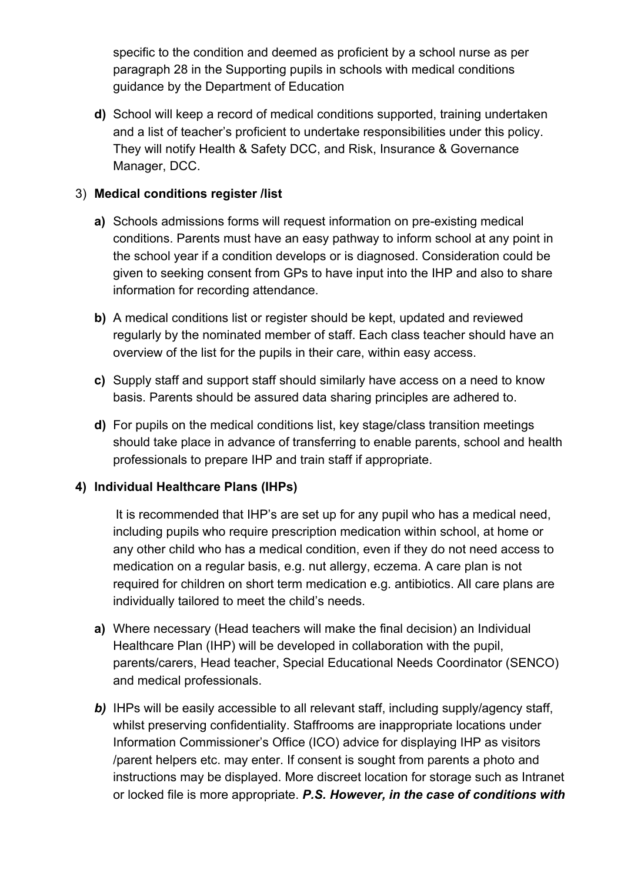specific to the condition and deemed as proficient by a school nurse as per paragraph 28 in the Supporting pupils in schools with medical conditions guidance by the Department of Education

**d)** School will keep a record of medical conditions supported, training undertaken and a list of teacher's proficient to undertake responsibilities under this policy. They will notify Health & Safety DCC, and Risk, Insurance & Governance Manager, DCC.

3) **Medical conditions register /list**

**a)** Schools admissions forms will request information on pre-existing medical conditions. Parents must have an easy pathway to inform school at any point in the school year if a condition develops or is diagnosed. Consideration could be given to seeking consent from GPs to have input into the IHP and also to share information for recording attendance.

**b)** A medical conditions list or register should be kept, updated and reviewed regularly by the nominated member of staff. Each class teacher should have an overview of the list for the pupils in their care, within easy access.

**c)** Supply staff and support staff should similarly have access on a need to know basis. Parents should be assured data sharing principles are adhered to.

**d)** For pupils on the medical conditions list, key stage/class transition meetings should take place in advance of transferring to enable parents, school and health professionals to prepare IHP and train staff if appropriate.

**4) Individual Healthcare Plans (IHPs)**

It is recommended that IHP's are set up for any pupil who has a medical need, including pupils who require prescription medication within school, at home or any other child who has a medical condition, even if they do not need access to medication on a regular basis, e.g. nut allergy, eczema. A care plan is not required for children on short term medication e.g. antibiotics. All care plans are individually tailored to meet the child's needs.

**a)** Where necessary (Head teachers will make the final decision) an Individual Healthcare Plan (IHP) will be developed in collaboration with the pupil, parents/carers, Head teacher, Special Educational Needs Coordinator (SENCO) and medical professionals.

***b)*** IHPs will be easily accessible to all relevant staff, including supply/agency staff, whilst preserving confidentiality. Staffrooms are inappropriate locations under Information Commissioner's Office (ICO) advice for displaying IHP as visitors /parent helpers etc. may enter. If consent is sought from parents a photo and instructions may be displayed. More discreet location for storage such as Intranet or locked file is more appropriate. ***P.S. However, in the case of conditions with***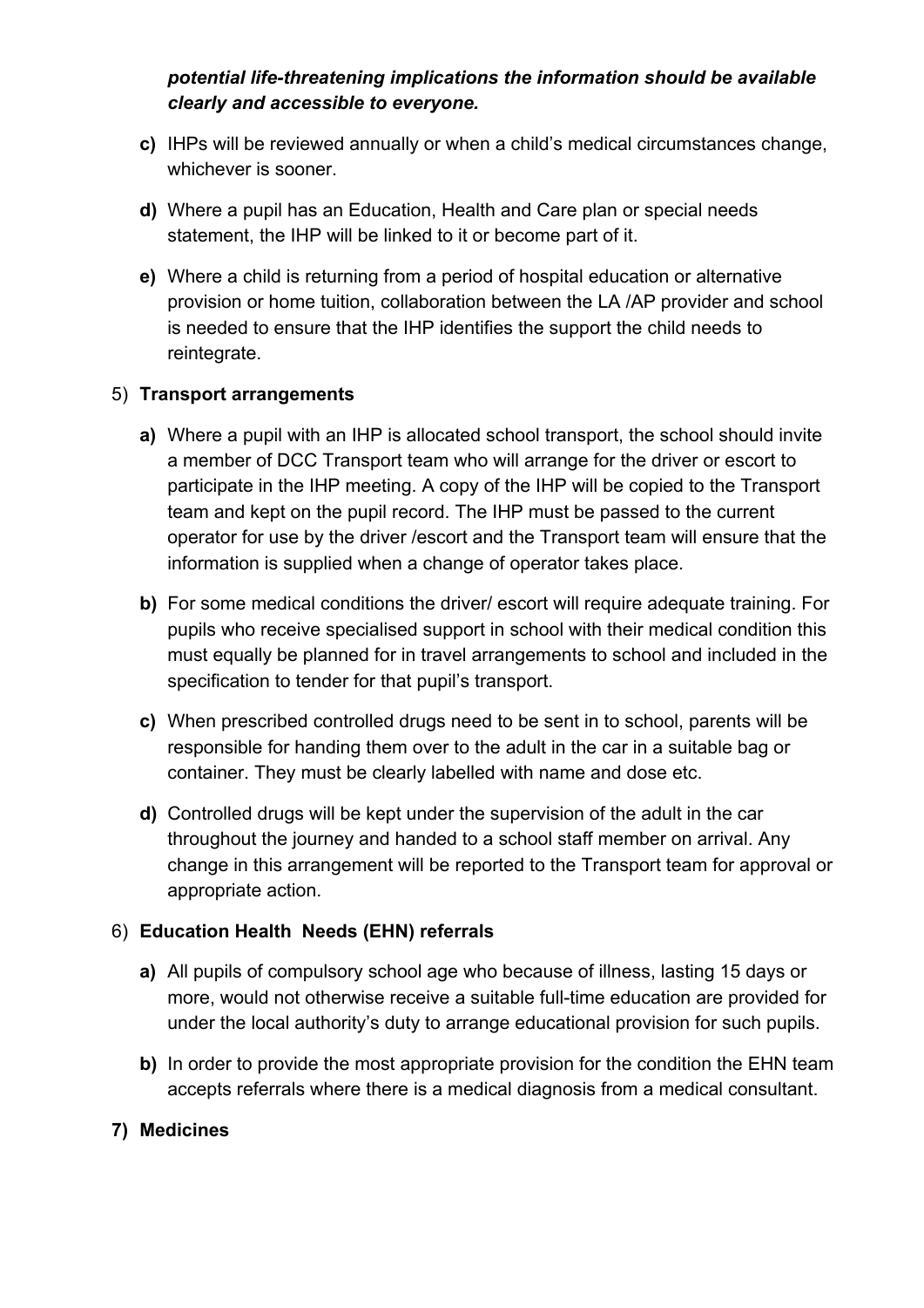***potential life-threatening implications the information should be available clearly and accessible to everyone.***

**c)** IHPs will be reviewed annually or when a child's medical circumstances change, whichever is sooner.

**d)** Where a pupil has an Education, Health and Care plan or special needs statement, the IHP will be linked to it or become part of it.

**e)** Where a child is returning from a period of hospital education or alternative provision or home tuition, collaboration between the LA /AP provider and school is needed to ensure that the IHP identifies the support the child needs to reintegrate.

5) **Transport arrangements**

**a)** Where a pupil with an IHP is allocated school transport, the school should invite a member of DCC Transport team who will arrange for the driver or escort to participate in the IHP meeting. A copy of the IHP will be copied to the Transport team and kept on the pupil record. The IHP must be passed to the current operator for use by the driver /escort and the Transport team will ensure that the information is supplied when a change of operator takes place.

**b)** For some medical conditions the driver/ escort will require adequate training. For pupils who receive specialised support in school with their medical condition this must equally be planned for in travel arrangements to school and included in the specification to tender for that pupil's transport.

**c)** When prescribed controlled drugs need to be sent in to school, parents will be responsible for handing them over to the adult in the car in a suitable bag or container. They must be clearly labelled with name and dose etc.

**d)** Controlled drugs will be kept under the supervision of the adult in the car throughout the journey and handed to a school staff member on arrival. Any change in this arrangement will be reported to the Transport team for approval or appropriate action.

6) **Education Health Needs (EHN) referrals**

**a)** All pupils of compulsory school age who because of illness, lasting 15 days or more, would not otherwise receive a suitable full-time education are provided for under the local authority's duty to arrange educational provision for such pupils.

**b)** In order to provide the most appropriate provision for the condition the EHN team accepts referrals where there is a medical diagnosis from a medical consultant.

**7) Medicines**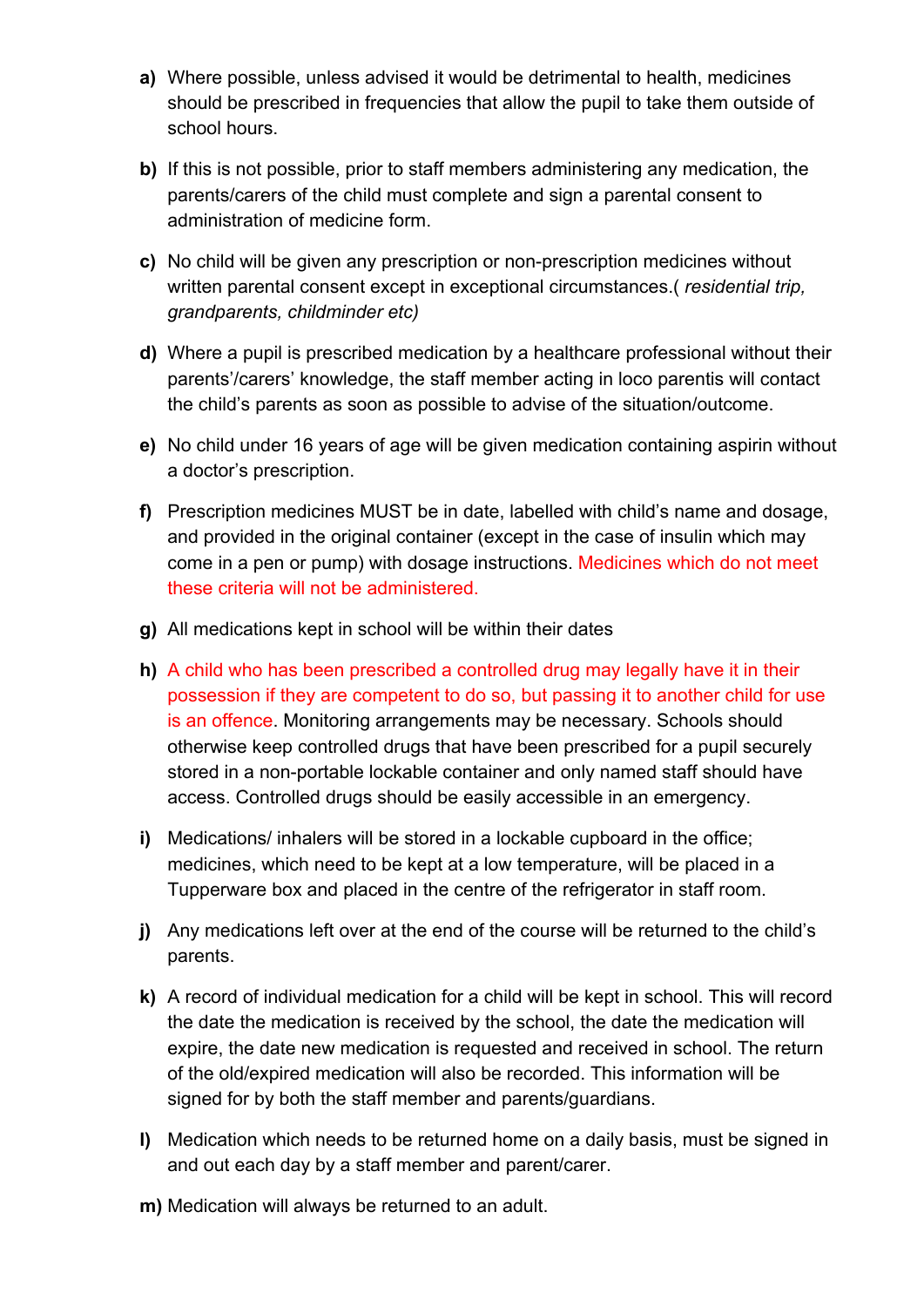**a)** Where possible, unless advised it would be detrimental to health, medicines should be prescribed in frequencies that allow the pupil to take them outside of school hours.

**b)** If this is not possible, prior to staff members administering any medication, the parents/carers of the child must complete and sign a parental consent to administration of medicine form.

**c)** No child will be given any prescription or non-prescription medicines without written parental consent except in exceptional circumstances.( *residential trip, grandparents, childminder etc)*

**d)** Where a pupil is prescribed medication by a healthcare professional without their parents'/carers' knowledge, the staff member acting in loco parentis will contact the child's parents as soon as possible to advise of the situation/outcome.

**e)** No child under 16 years of age will be given medication containing aspirin without a doctor's prescription.

**f)** Prescription medicines MUST be in date, labelled with child's name and dosage, and provided in the original container (except in the case of insulin which may come in a pen or pump) with dosage instructions. Medicines which do not meet these criteria will not be administered.

**g)** All medications kept in school will be within their dates

**h)** A child who has been prescribed a controlled drug may legally have it in their possession if they are competent to do so, but passing it to another child for use is an offence. Monitoring arrangements may be necessary. Schools should otherwise keep controlled drugs that have been prescribed for a pupil securely stored in a non-portable lockable container and only named staff should have access. Controlled drugs should be easily accessible in an emergency.

**i)** Medications/ inhalers will be stored in a lockable cupboard in the office; medicines, which need to be kept at a low temperature, will be placed in a Tupperware box and placed in the centre of the refrigerator in staff room.

**j)** Any medications left over at the end of the course will be returned to the child's parents.

**k)** A record of individual medication for a child will be kept in school. This will record the date the medication is received by the school, the date the medication will expire, the date new medication is requested and received in school. The return of the old/expired medication will also be recorded. This information will be signed for by both the staff member and parents/guardians.

**l)** Medication which needs to be returned home on a daily basis, must be signed in and out each day by a staff member and parent/carer.

**m)** Medication will always be returned to an adult.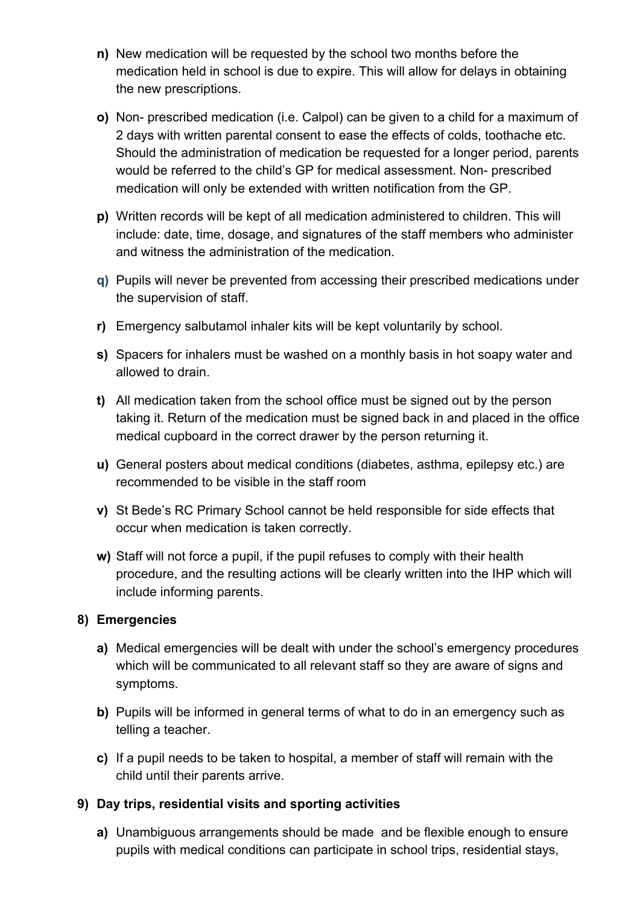**n)** New medication will be requested by the school two months before the medication held in school is due to expire. This will allow for delays in obtaining the new prescriptions.

**o)** Non- prescribed medication (i.e. Calpol) can be given to a child for a maximum of 2 days with written parental consent to ease the effects of colds, toothache etc. Should the administration of medication be requested for a longer period, parents would be referred to the child's GP for medical assessment. Non- prescribed medication will only be extended with written notification from the GP.

**p)** Written records will be kept of all medication administered to children. This will include: date, time, dosage, and signatures of the staff members who administer and witness the administration of the medication.

**q)** Pupils will never be prevented from accessing their prescribed medications under the supervision of staff.

**r)** Emergency salbutamol inhaler kits will be kept voluntarily by school.

**s)** Spacers for inhalers must be washed on a monthly basis in hot soapy water and allowed to drain.

**t)** All medication taken from the school office must be signed out by the person taking it. Return of the medication must be signed back in and placed in the office medical cupboard in the correct drawer by the person returning it.

**u)** General posters about medical conditions (diabetes, asthma, epilepsy etc.) are recommended to be visible in the staff room

**v)** St Bede's RC Primary School cannot be held responsible for side effects that occur when medication is taken correctly.

**w)** Staff will not force a pupil, if the pupil refuses to comply with their health procedure, and the resulting actions will be clearly written into the IHP which will include informing parents.

**8) Emergencies**

**a)** Medical emergencies will be dealt with under the school's emergency procedures which will be communicated to all relevant staff so they are aware of signs and symptoms.

**b)** Pupils will be informed in general terms of what to do in an emergency such as telling a teacher.

**c)** If a pupil needs to be taken to hospital, a member of staff will remain with the child until their parents arrive.

**9) Day trips, residential visits and sporting activities**

**a)** Unambiguous arrangements should be made and be flexible enough to ensure pupils with medical conditions can participate in school trips, residential stays,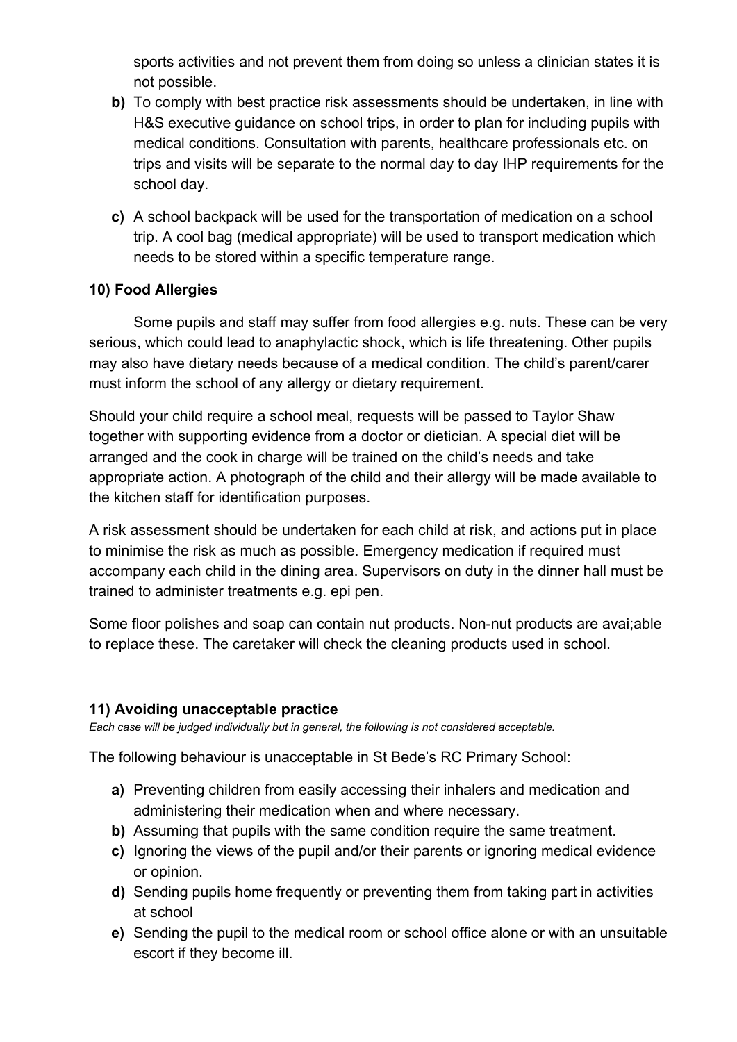sports activities and not prevent them from doing so unless a clinician states it is not possible.

**b)** To comply with best practice risk assessments should be undertaken, in line with H&S executive guidance on school trips, in order to plan for including pupils with medical conditions. Consultation with parents, healthcare professionals etc. on trips and visits will be separate to the normal day to day IHP requirements for the school day.

**c)** A school backpack will be used for the transportation of medication on a school trip. A cool bag (medical appropriate) will be used to transport medication which needs to be stored within a specific temperature range.

### 10) Food Allergies

Some pupils and staff may suffer from food allergies e.g. nuts. These can be very serious, which could lead to anaphylactic shock, which is life threatening. Other pupils may also have dietary needs because of a medical condition. The child's parent/carer must inform the school of any allergy or dietary requirement.

Should your child require a school meal, requests will be passed to Taylor Shaw together with supporting evidence from a doctor or dietician. A special diet will be arranged and the cook in charge will be trained on the child's needs and take appropriate action. A photograph of the child and their allergy will be made available to the kitchen staff for identification purposes.

A risk assessment should be undertaken for each child at risk, and actions put in place to minimise the risk as much as possible. Emergency medication if required must accompany each child in the dining area. Supervisors on duty in the dinner hall must be trained to administer treatments e.g. epi pen.

Some floor polishes and soap can contain nut products. Non-nut products are avai;able to replace these. The caretaker will check the cleaning products used in school.

### 11) Avoiding unacceptable practice

*Each case will be judged individually but in general, the following is not considered acceptable.*

The following behaviour is unacceptable in St Bede's RC Primary School:

**a)** Preventing children from easily accessing their inhalers and medication and administering their medication when and where necessary.

**b)** Assuming that pupils with the same condition require the same treatment.

**c)** Ignoring the views of the pupil and/or their parents or ignoring medical evidence or opinion.

**d)** Sending pupils home frequently or preventing them from taking part in activities at school

**e)** Sending the pupil to the medical room or school office alone or with an unsuitable escort if they become ill.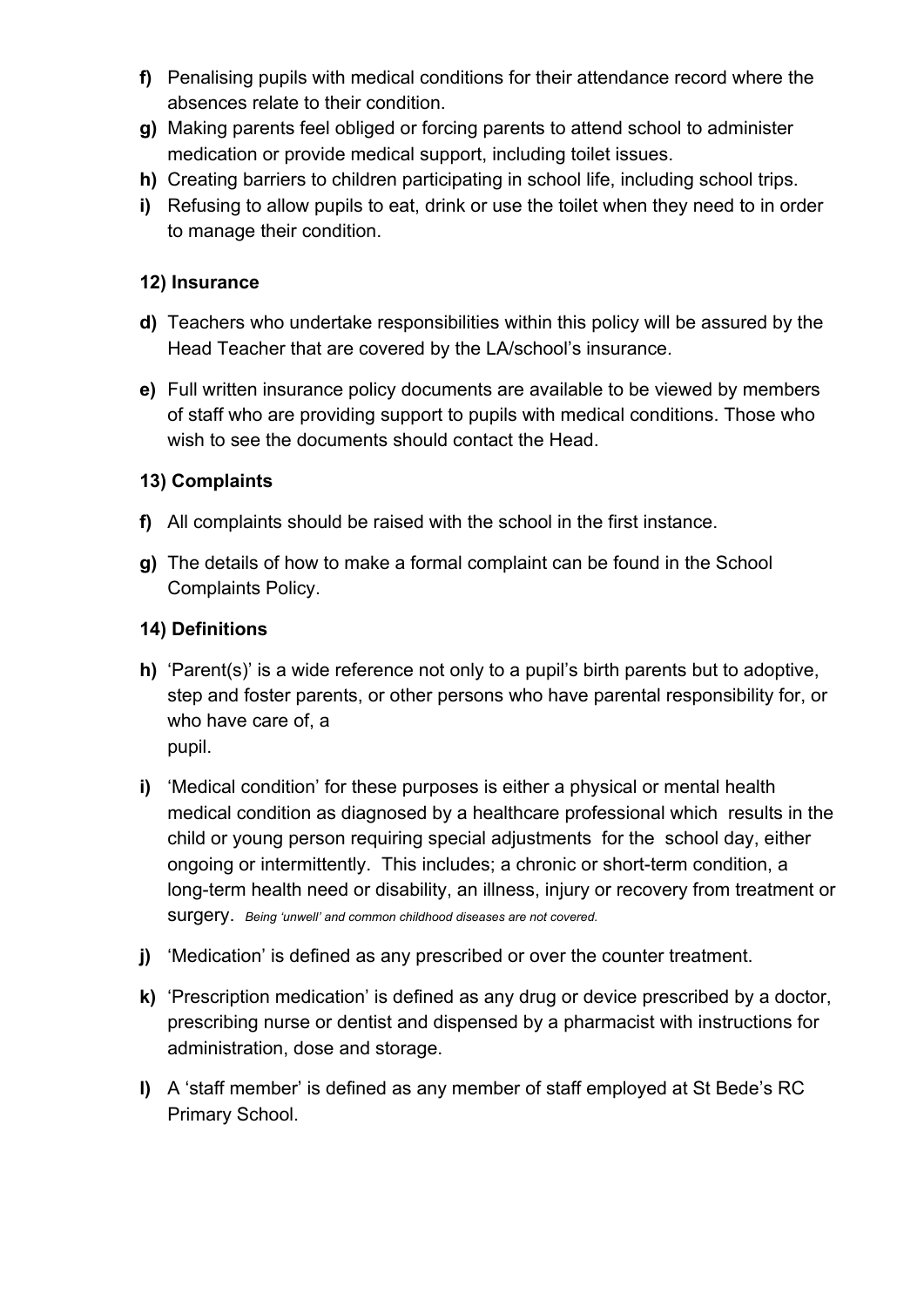- **f)** Penalising pupils with medical conditions for their attendance record where the absences relate to their condition.
- **g)** Making parents feel obliged or forcing parents to attend school to administer medication or provide medical support, including toilet issues.
- **h)** Creating barriers to children participating in school life, including school trips.
- **i)** Refusing to allow pupils to eat, drink or use the toilet when they need to in order to manage their condition.

**12) Insurance**

- **d)** Teachers who undertake responsibilities within this policy will be assured by the Head Teacher that are covered by the LA/school's insurance.
- **e)** Full written insurance policy documents are available to be viewed by members of staff who are providing support to pupils with medical conditions. Those who wish to see the documents should contact the Head.

**13) Complaints**

- **f)** All complaints should be raised with the school in the first instance.
- **g)** The details of how to make a formal complaint can be found in the School Complaints Policy.

**14) Definitions**

- **h)** 'Parent(s)' is a wide reference not only to a pupil's birth parents but to adoptive, step and foster parents, or other persons who have parental responsibility for, or who have care of, a pupil.
- **i)** 'Medical condition' for these purposes is either a physical or mental health medical condition as diagnosed by a healthcare professional which results in the child or young person requiring special adjustments for the school day, either ongoing or intermittently. This includes; a chronic or short-term condition, a long-term health need or disability, an illness, injury or recovery from treatment or surgery. *Being 'unwell' and common childhood diseases are not covered.*
- **j)** 'Medication' is defined as any prescribed or over the counter treatment.
- **k)** 'Prescription medication' is defined as any drug or device prescribed by a doctor, prescribing nurse or dentist and dispensed by a pharmacist with instructions for administration, dose and storage.
- **l)** A 'staff member' is defined as any member of staff employed at St Bede's RC Primary School.